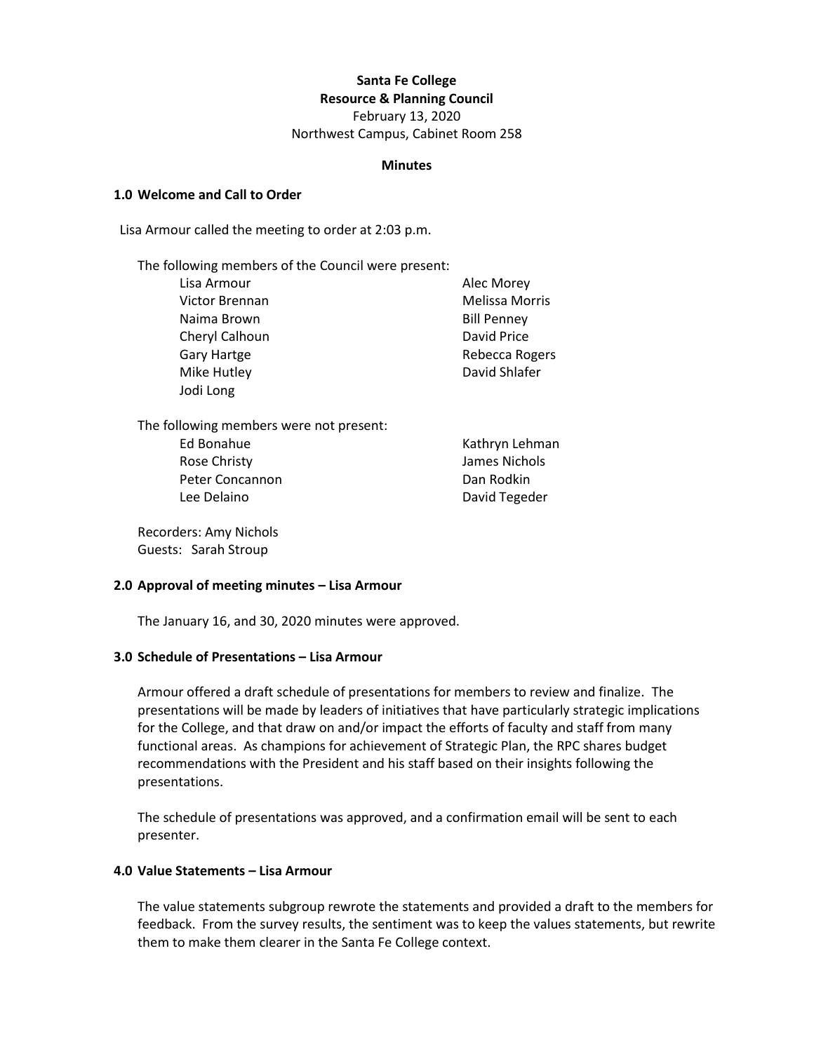**Santa Fe College**
**Resource & Planning Council**
February 13, 2020
Northwest Campus, Cabinet Room 258

**Minutes**

## 1.0 Welcome and Call to Order

Lisa Armour called the meeting to order at 2:03 p.m.

The following members of the Council were present:

- Lisa Armour
- Victor Brennan
- Naima Brown
- Cheryl Calhoun
- Gary Hartge
- Mike Hutley
- Jodi Long
- Alec Morey
- Melissa Morris
- Bill Penney
- David Price
- Rebecca Rogers
- David Shlafer

The following members were not present:

- Ed Bonahue
- Rose Christy
- Peter Concannon
- Lee Delaino
- Kathryn Lehman
- James Nichols
- Dan Rodkin
- David Tegeder

Recorders: Amy Nichols
Guests: Sarah Stroup

## 2.0 Approval of meeting minutes – Lisa Armour

The January 16, and 30, 2020 minutes were approved.

## 3.0 Schedule of Presentations – Lisa Armour

Armour offered a draft schedule of presentations for members to review and finalize. The presentations will be made by leaders of initiatives that have particularly strategic implications for the College, and that draw on and/or impact the efforts of faculty and staff from many functional areas. As champions for achievement of Strategic Plan, the RPC shares budget recommendations with the President and his staff based on their insights following the presentations.

The schedule of presentations was approved, and a confirmation email will be sent to each presenter.

## 4.0 Value Statements – Lisa Armour

The value statements subgroup rewrote the statements and provided a draft to the members for feedback. From the survey results, the sentiment was to keep the values statements, but rewrite them to make them clearer in the Santa Fe College context.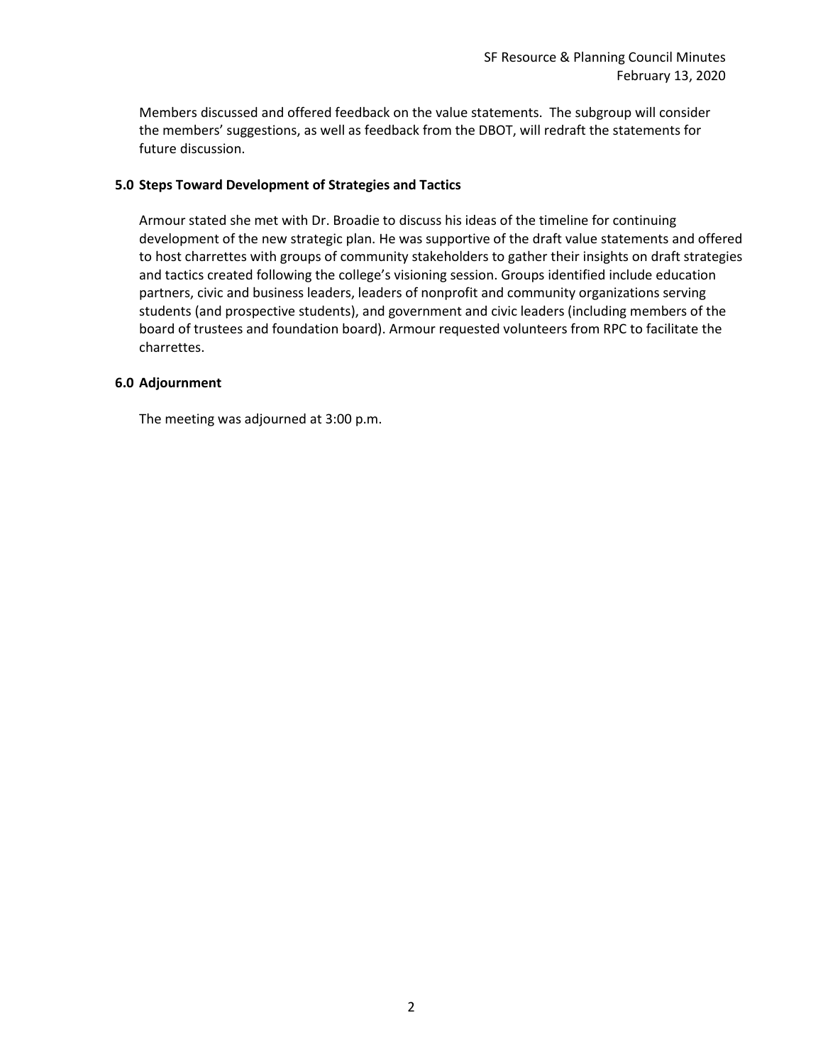Members discussed and offered feedback on the value statements. The subgroup will consider the members' suggestions, as well as feedback from the DBOT, will redraft the statements for future discussion.

### 5.0 Steps Toward Development of Strategies and Tactics

Armour stated she met with Dr. Broadie to discuss his ideas of the timeline for continuing development of the new strategic plan. He was supportive of the draft value statements and offered to host charrettes with groups of community stakeholders to gather their insights on draft strategies and tactics created following the college's visioning session. Groups identified include education partners, civic and business leaders, leaders of nonprofit and community organizations serving students (and prospective students), and government and civic leaders (including members of the board of trustees and foundation board). Armour requested volunteers from RPC to facilitate the charrettes.

### 6.0 Adjournment

The meeting was adjourned at 3:00 p.m.